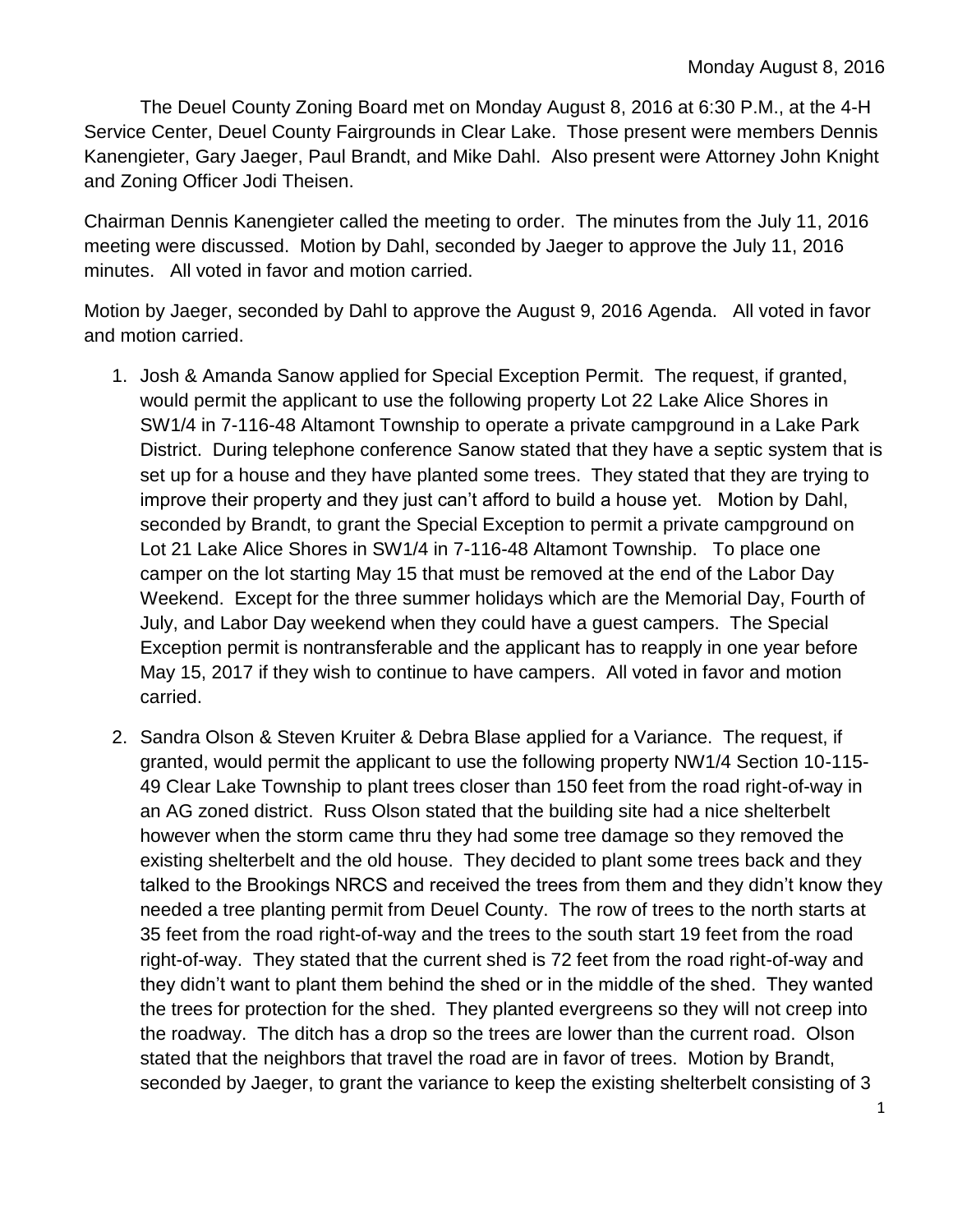Monday August 8, 2016

The Deuel County Zoning Board met on Monday August 8, 2016 at 6:30 P.M., at the 4-H Service Center, Deuel County Fairgrounds in Clear Lake. Those present were members Dennis Kanengieter, Gary Jaeger, Paul Brandt, and Mike Dahl. Also present were Attorney John Knight and Zoning Officer Jodi Theisen.

Chairman Dennis Kanengieter called the meeting to order. The minutes from the July 11, 2016 meeting were discussed. Motion by Dahl, seconded by Jaeger to approve the July 11, 2016 minutes. All voted in favor and motion carried.

Motion by Jaeger, seconded by Dahl to approve the August 9, 2016 Agenda. All voted in favor and motion carried.

1. Josh & Amanda Sanow applied for Special Exception Permit. The request, if granted, would permit the applicant to use the following property Lot 22 Lake Alice Shores in SW1/4 in 7-116-48 Altamont Township to operate a private campground in a Lake Park District. During telephone conference Sanow stated that they have a septic system that is set up for a house and they have planted some trees. They stated that they are trying to improve their property and they just can't afford to build a house yet. Motion by Dahl, seconded by Brandt, to grant the Special Exception to permit a private campground on Lot 21 Lake Alice Shores in SW1/4 in 7-116-48 Altamont Township. To place one camper on the lot starting May 15 that must be removed at the end of the Labor Day Weekend. Except for the three summer holidays which are the Memorial Day, Fourth of July, and Labor Day weekend when they could have a guest campers. The Special Exception permit is nontransferable and the applicant has to reapply in one year before May 15, 2017 if they wish to continue to have campers. All voted in favor and motion carried.

2. Sandra Olson & Steven Kruiter & Debra Blase applied for a Variance. The request, if granted, would permit the applicant to use the following property NW1/4 Section 10-115-49 Clear Lake Township to plant trees closer than 150 feet from the road right-of-way in an AG zoned district. Russ Olson stated that the building site had a nice shelterbelt however when the storm came thru they had some tree damage so they removed the existing shelterbelt and the old house. They decided to plant some trees back and they talked to the Brookings NRCS and received the trees from them and they didn't know they needed a tree planting permit from Deuel County. The row of trees to the north starts at 35 feet from the road right-of-way and the trees to the south start 19 feet from the road right-of-way. They stated that the current shed is 72 feet from the road right-of-way and they didn't want to plant them behind the shed or in the middle of the shed. They wanted the trees for protection for the shed. They planted evergreens so they will not creep into the roadway. The ditch has a drop so the trees are lower than the current road. Olson stated that the neighbors that travel the road are in favor of trees. Motion by Brandt, seconded by Jaeger, to grant the variance to keep the existing shelterbelt consisting of 3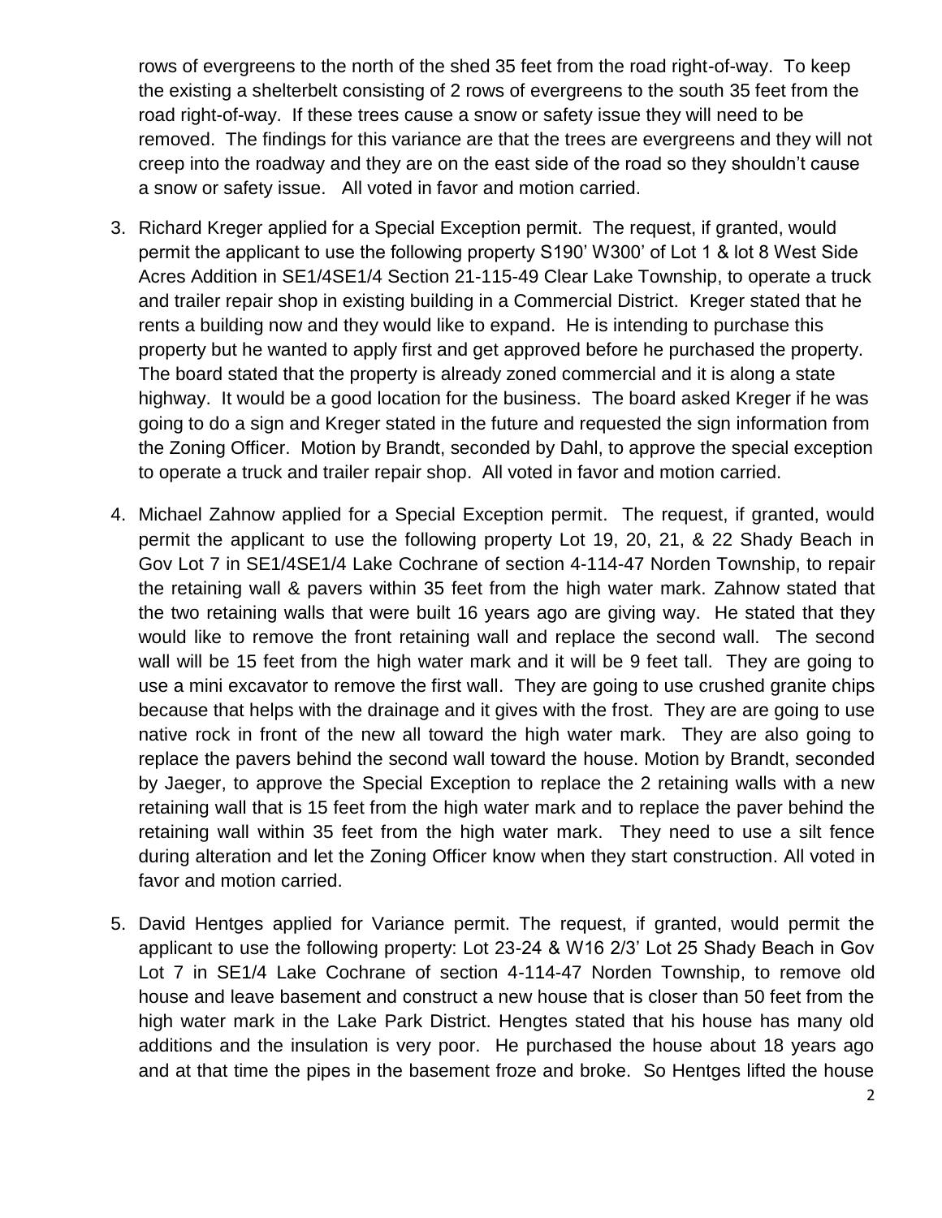rows of evergreens to the north of the shed 35 feet from the road right-of-way. To keep the existing a shelterbelt consisting of 2 rows of evergreens to the south 35 feet from the road right-of-way. If these trees cause a snow or safety issue they will need to be removed. The findings for this variance are that the trees are evergreens and they will not creep into the roadway and they are on the east side of the road so they shouldn't cause a snow or safety issue. All voted in favor and motion carried.

3. Richard Kreger applied for a Special Exception permit. The request, if granted, would permit the applicant to use the following property S190' W300' of Lot 1 & lot 8 West Side Acres Addition in SE1/4SE1/4 Section 21-115-49 Clear Lake Township, to operate a truck and trailer repair shop in existing building in a Commercial District. Kreger stated that he rents a building now and they would like to expand. He is intending to purchase this property but he wanted to apply first and get approved before he purchased the property. The board stated that the property is already zoned commercial and it is along a state highway. It would be a good location for the business. The board asked Kreger if he was going to do a sign and Kreger stated in the future and requested the sign information from the Zoning Officer. Motion by Brandt, seconded by Dahl, to approve the special exception to operate a truck and trailer repair shop. All voted in favor and motion carried.

4. Michael Zahnow applied for a Special Exception permit. The request, if granted, would permit the applicant to use the following property Lot 19, 20, 21, & 22 Shady Beach in Gov Lot 7 in SE1/4SE1/4 Lake Cochrane of section 4-114-47 Norden Township, to repair the retaining wall & pavers within 35 feet from the high water mark. Zahnow stated that the two retaining walls that were built 16 years ago are giving way. He stated that they would like to remove the front retaining wall and replace the second wall. The second wall will be 15 feet from the high water mark and it will be 9 feet tall. They are going to use a mini excavator to remove the first wall. They are going to use crushed granite chips because that helps with the drainage and it gives with the frost. They are are going to use native rock in front of the new all toward the high water mark. They are also going to replace the pavers behind the second wall toward the house. Motion by Brandt, seconded by Jaeger, to approve the Special Exception to replace the 2 retaining walls with a new retaining wall that is 15 feet from the high water mark and to replace the paver behind the retaining wall within 35 feet from the high water mark. They need to use a silt fence during alteration and let the Zoning Officer know when they start construction. All voted in favor and motion carried.

5. David Hentges applied for Variance permit. The request, if granted, would permit the applicant to use the following property: Lot 23-24 & W16 2/3' Lot 25 Shady Beach in Gov Lot 7 in SE1/4 Lake Cochrane of section 4-114-47 Norden Township, to remove old house and leave basement and construct a new house that is closer than 50 feet from the high water mark in the Lake Park District. Hengtes stated that his house has many old additions and the insulation is very poor. He purchased the house about 18 years ago and at that time the pipes in the basement froze and broke. So Hentges lifted the house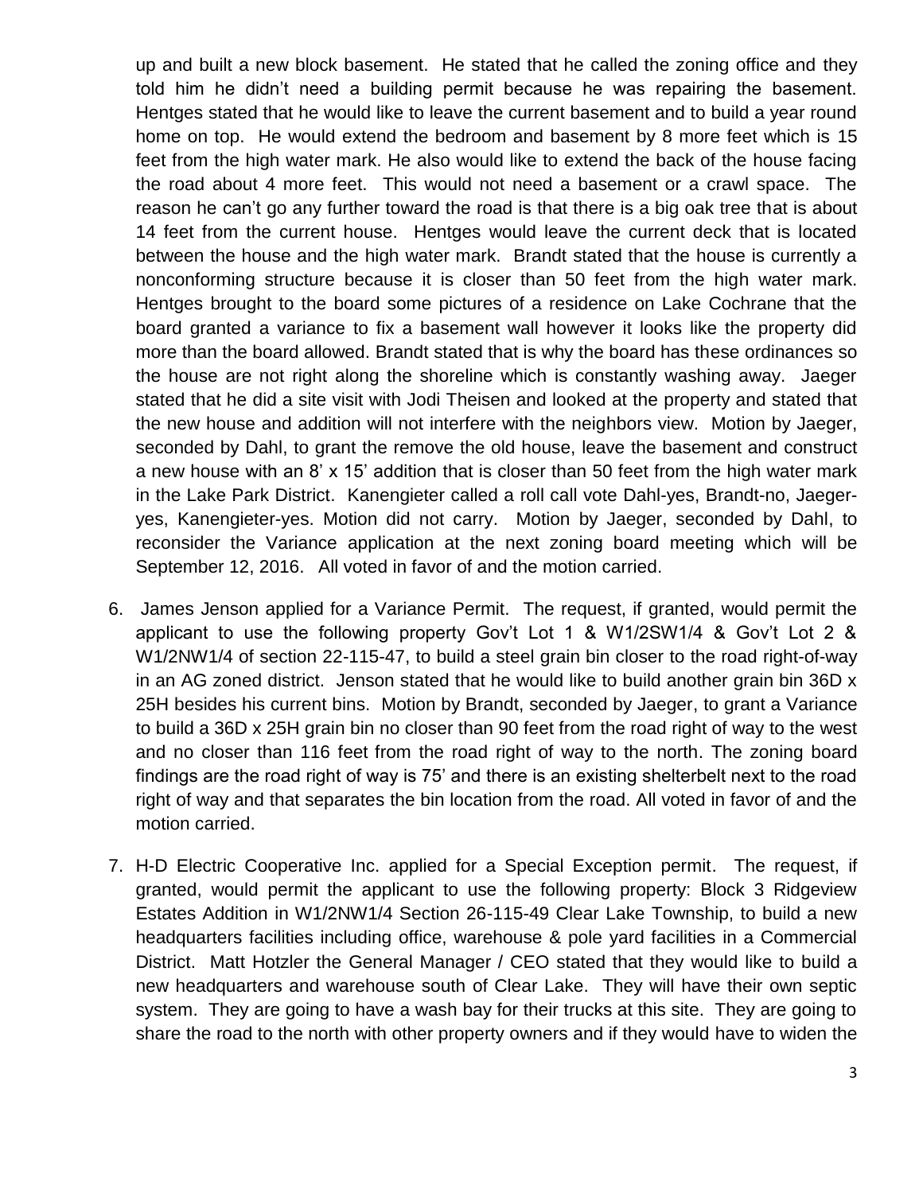up and built a new block basement. He stated that he called the zoning office and they told him he didn't need a building permit because he was repairing the basement. Hentges stated that he would like to leave the current basement and to build a year round home on top. He would extend the bedroom and basement by 8 more feet which is 15 feet from the high water mark. He also would like to extend the back of the house facing the road about 4 more feet. This would not need a basement or a crawl space. The reason he can't go any further toward the road is that there is a big oak tree that is about 14 feet from the current house. Hentges would leave the current deck that is located between the house and the high water mark. Brandt stated that the house is currently a nonconforming structure because it is closer than 50 feet from the high water mark. Hentges brought to the board some pictures of a residence on Lake Cochrane that the board granted a variance to fix a basement wall however it looks like the property did more than the board allowed. Brandt stated that is why the board has these ordinances so the house are not right along the shoreline which is constantly washing away. Jaeger stated that he did a site visit with Jodi Theisen and looked at the property and stated that the new house and addition will not interfere with the neighbors view. Motion by Jaeger, seconded by Dahl, to grant the remove the old house, leave the basement and construct a new house with an 8' x 15' addition that is closer than 50 feet from the high water mark in the Lake Park District. Kanengieter called a roll call vote Dahl-yes, Brandt-no, Jaeger-yes, Kanengieter-yes. Motion did not carry. Motion by Jaeger, seconded by Dahl, to reconsider the Variance application at the next zoning board meeting which will be September 12, 2016. All voted in favor of and the motion carried.

6. James Jenson applied for a Variance Permit. The request, if granted, would permit the applicant to use the following property Gov't Lot 1 & W1/2SW1/4 & Gov't Lot 2 & W1/2NW1/4 of section 22-115-47, to build a steel grain bin closer to the road right-of-way in an AG zoned district. Jenson stated that he would like to build another grain bin 36D x 25H besides his current bins. Motion by Brandt, seconded by Jaeger, to grant a Variance to build a 36D x 25H grain bin no closer than 90 feet from the road right of way to the west and no closer than 116 feet from the road right of way to the north. The zoning board findings are the road right of way is 75' and there is an existing shelterbelt next to the road right of way and that separates the bin location from the road. All voted in favor of and the motion carried.

7. H-D Electric Cooperative Inc. applied for a Special Exception permit. The request, if granted, would permit the applicant to use the following property: Block 3 Ridgeview Estates Addition in W1/2NW1/4 Section 26-115-49 Clear Lake Township, to build a new headquarters facilities including office, warehouse & pole yard facilities in a Commercial District. Matt Hotzler the General Manager / CEO stated that they would like to build a new headquarters and warehouse south of Clear Lake. They will have their own septic system. They are going to have a wash bay for their trucks at this site. They are going to share the road to the north with other property owners and if they would have to widen the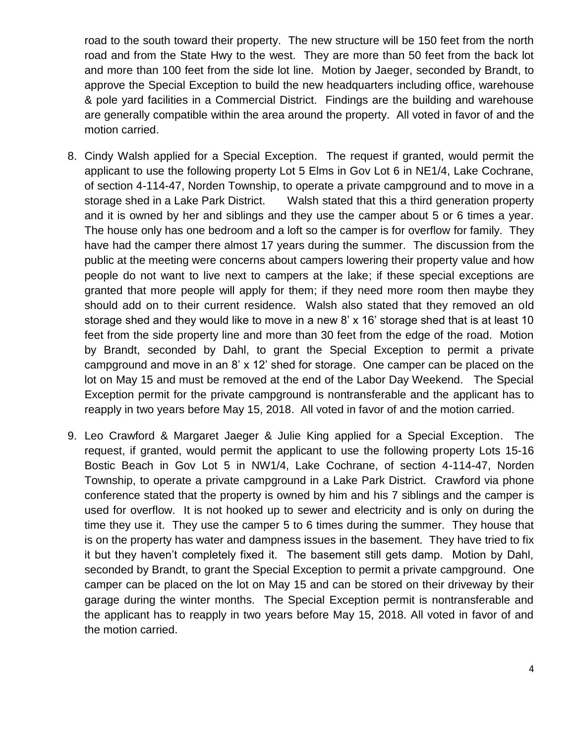road to the south toward their property. The new structure will be 150 feet from the north road and from the State Hwy to the west. They are more than 50 feet from the back lot and more than 100 feet from the side lot line. Motion by Jaeger, seconded by Brandt, to approve the Special Exception to build the new headquarters including office, warehouse & pole yard facilities in a Commercial District. Findings are the building and warehouse are generally compatible within the area around the property. All voted in favor of and the motion carried.

8. Cindy Walsh applied for a Special Exception. The request if granted, would permit the applicant to use the following property Lot 5 Elms in Gov Lot 6 in NE1/4, Lake Cochrane, of section 4-114-47, Norden Township, to operate a private campground and to move in a storage shed in a Lake Park District. Walsh stated that this a third generation property and it is owned by her and siblings and they use the camper about 5 or 6 times a year. The house only has one bedroom and a loft so the camper is for overflow for family. They have had the camper there almost 17 years during the summer. The discussion from the public at the meeting were concerns about campers lowering their property value and how people do not want to live next to campers at the lake; if these special exceptions are granted that more people will apply for them; if they need more room then maybe they should add on to their current residence. Walsh also stated that they removed an old storage shed and they would like to move in a new 8' x 16' storage shed that is at least 10 feet from the side property line and more than 30 feet from the edge of the road. Motion by Brandt, seconded by Dahl, to grant the Special Exception to permit a private campground and move in an 8' x 12' shed for storage. One camper can be placed on the lot on May 15 and must be removed at the end of the Labor Day Weekend. The Special Exception permit for the private campground is nontransferable and the applicant has to reapply in two years before May 15, 2018. All voted in favor of and the motion carried.

9. Leo Crawford & Margaret Jaeger & Julie King applied for a Special Exception. The request, if granted, would permit the applicant to use the following property Lots 15-16 Bostic Beach in Gov Lot 5 in NW1/4, Lake Cochrane, of section 4-114-47, Norden Township, to operate a private campground in a Lake Park District. Crawford via phone conference stated that the property is owned by him and his 7 siblings and the camper is used for overflow. It is not hooked up to sewer and electricity and is only on during the time they use it. They use the camper 5 to 6 times during the summer. They house that is on the property has water and dampness issues in the basement. They have tried to fix it but they haven't completely fixed it. The basement still gets damp. Motion by Dahl, seconded by Brandt, to grant the Special Exception to permit a private campground. One camper can be placed on the lot on May 15 and can be stored on their driveway by their garage during the winter months. The Special Exception permit is nontransferable and the applicant has to reapply in two years before May 15, 2018. All voted in favor of and the motion carried.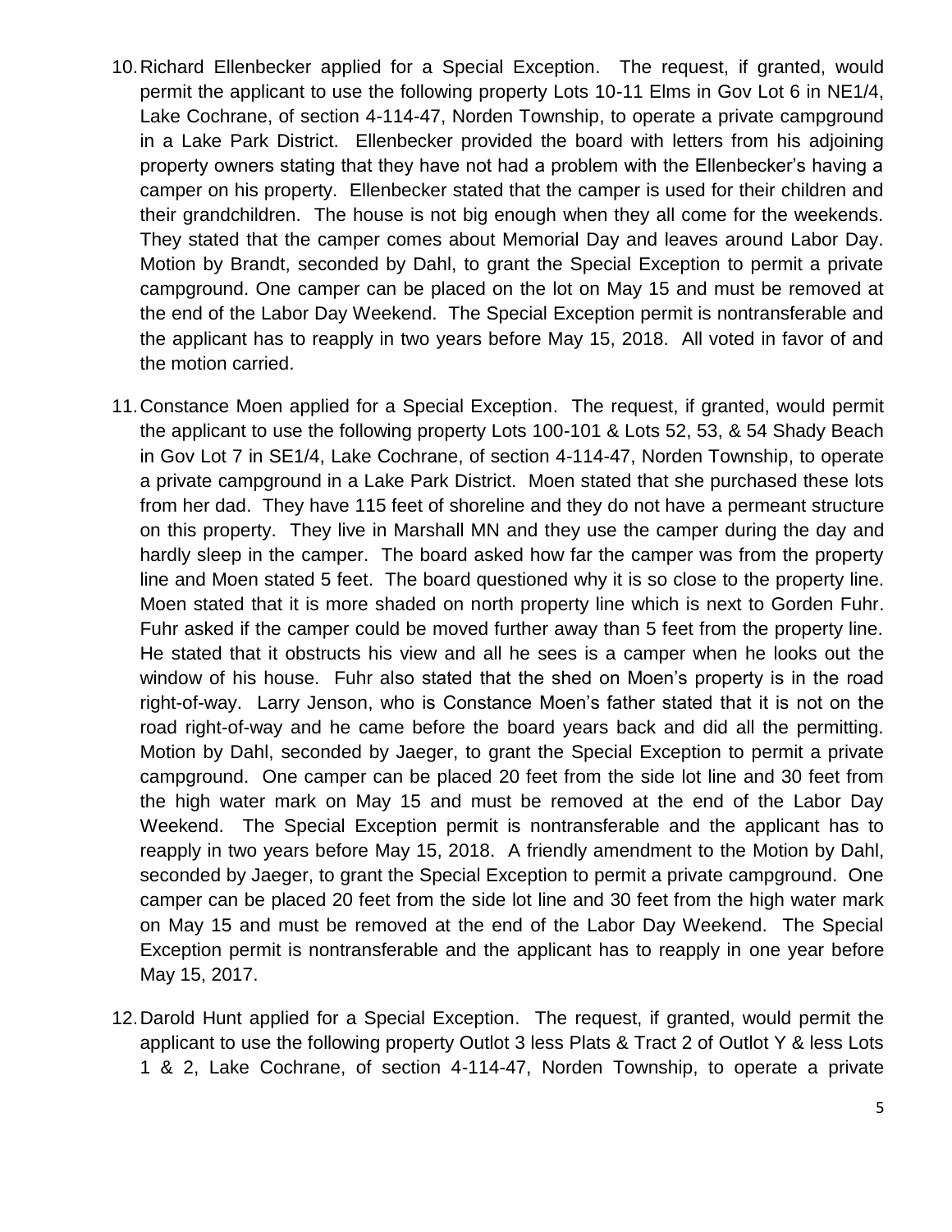10. Richard Ellenbecker applied for a Special Exception. The request, if granted, would permit the applicant to use the following property Lots 10-11 Elms in Gov Lot 6 in NE1/4, Lake Cochrane, of section 4-114-47, Norden Township, to operate a private campground in a Lake Park District. Ellenbecker provided the board with letters from his adjoining property owners stating that they have not had a problem with the Ellenbecker's having a camper on his property. Ellenbecker stated that the camper is used for their children and their grandchildren. The house is not big enough when they all come for the weekends. They stated that the camper comes about Memorial Day and leaves around Labor Day. Motion by Brandt, seconded by Dahl, to grant the Special Exception to permit a private campground. One camper can be placed on the lot on May 15 and must be removed at the end of the Labor Day Weekend. The Special Exception permit is nontransferable and the applicant has to reapply in two years before May 15, 2018. All voted in favor of and the motion carried.

11. Constance Moen applied for a Special Exception. The request, if granted, would permit the applicant to use the following property Lots 100-101 & Lots 52, 53, & 54 Shady Beach in Gov Lot 7 in SE1/4, Lake Cochrane, of section 4-114-47, Norden Township, to operate a private campground in a Lake Park District. Moen stated that she purchased these lots from her dad. They have 115 feet of shoreline and they do not have a permeant structure on this property. They live in Marshall MN and they use the camper during the day and hardly sleep in the camper. The board asked how far the camper was from the property line and Moen stated 5 feet. The board questioned why it is so close to the property line. Moen stated that it is more shaded on north property line which is next to Gorden Fuhr. Fuhr asked if the camper could be moved further away than 5 feet from the property line. He stated that it obstructs his view and all he sees is a camper when he looks out the window of his house. Fuhr also stated that the shed on Moen's property is in the road right-of-way. Larry Jenson, who is Constance Moen's father stated that it is not on the road right-of-way and he came before the board years back and did all the permitting. Motion by Dahl, seconded by Jaeger, to grant the Special Exception to permit a private campground. One camper can be placed 20 feet from the side lot line and 30 feet from the high water mark on May 15 and must be removed at the end of the Labor Day Weekend. The Special Exception permit is nontransferable and the applicant has to reapply in two years before May 15, 2018. A friendly amendment to the Motion by Dahl, seconded by Jaeger, to grant the Special Exception to permit a private campground. One camper can be placed 20 feet from the side lot line and 30 feet from the high water mark on May 15 and must be removed at the end of the Labor Day Weekend. The Special Exception permit is nontransferable and the applicant has to reapply in one year before May 15, 2017.

12. Darold Hunt applied for a Special Exception. The request, if granted, would permit the applicant to use the following property Outlot 3 less Plats & Tract 2 of Outlot Y & less Lots 1 & 2, Lake Cochrane, of section 4-114-47, Norden Township, to operate a private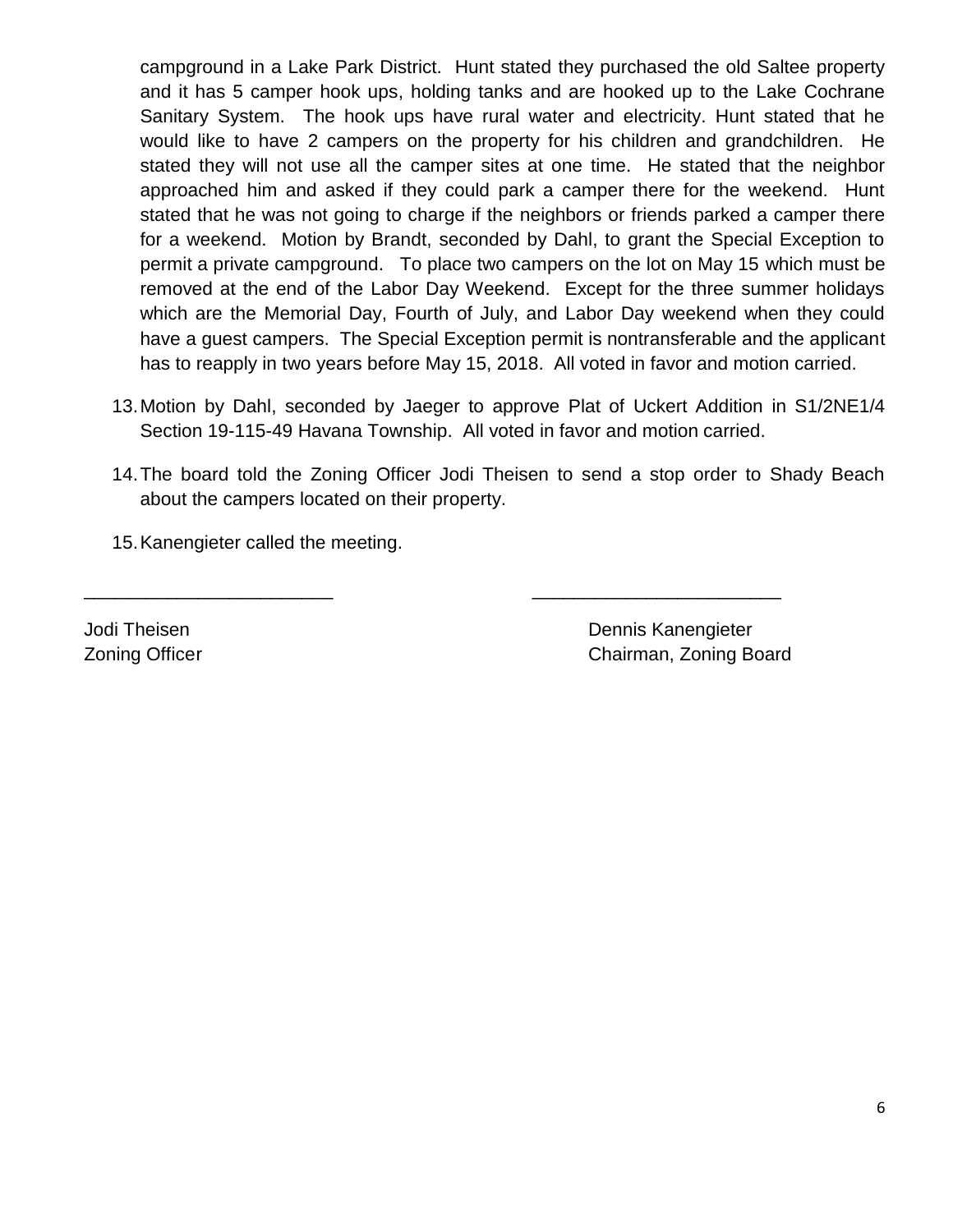campground in a Lake Park District. Hunt stated they purchased the old Saltee property and it has 5 camper hook ups, holding tanks and are hooked up to the Lake Cochrane Sanitary System. The hook ups have rural water and electricity. Hunt stated that he would like to have 2 campers on the property for his children and grandchildren. He stated they will not use all the camper sites at one time. He stated that the neighbor approached him and asked if they could park a camper there for the weekend. Hunt stated that he was not going to charge if the neighbors or friends parked a camper there for a weekend. Motion by Brandt, seconded by Dahl, to grant the Special Exception to permit a private campground. To place two campers on the lot on May 15 which must be removed at the end of the Labor Day Weekend. Except for the three summer holidays which are the Memorial Day, Fourth of July, and Labor Day weekend when they could have a guest campers. The Special Exception permit is nontransferable and the applicant has to reapply in two years before May 15, 2018. All voted in favor and motion carried.

13. Motion by Dahl, seconded by Jaeger to approve Plat of Uckert Addition in S1/2NE1/4 Section 19-115-49 Havana Township. All voted in favor and motion carried.

14. The board told the Zoning Officer Jodi Theisen to send a stop order to Shady Beach about the campers located on their property.

15. Kanengieter called the meeting.

\_\_\_\_\_\_\_\_\_\_\_\_\_\_\_\_\_\_\_\_\_\_\_\_\_ \_\_\_\_\_\_\_\_\_\_\_\_\_\_\_\_\_\_\_\_\_\_\_\_\_

Jodi Theisen
Zoning Officer

Dennis Kanengieter
Chairman, Zoning Board